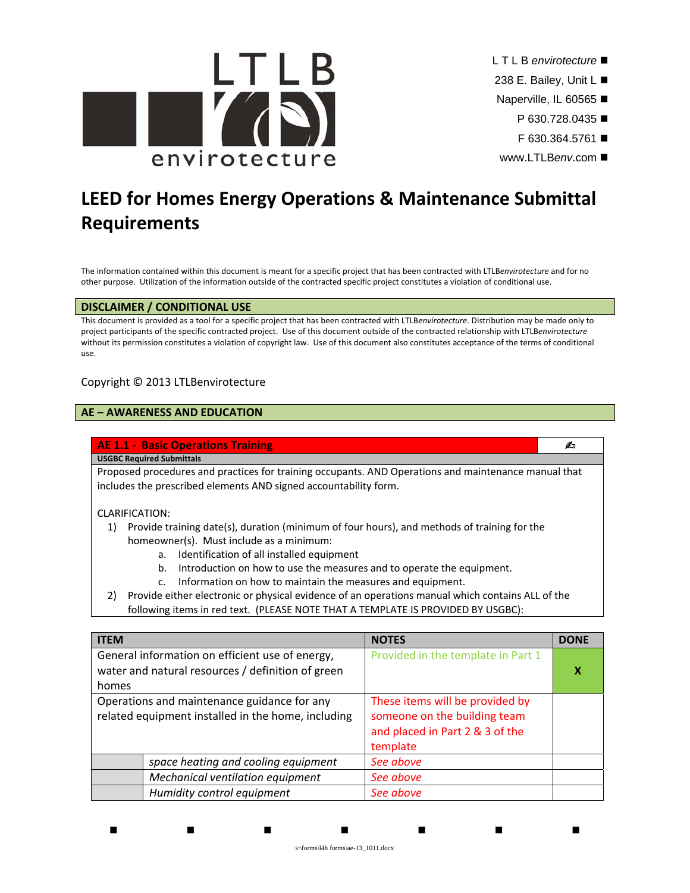LTLB envirotecture

L T L B *envirotecture*
238 E. Bailey, Unit L
Naperville, IL 60565
P 630.728.0435
F 630.364.5761
www.LTLB*env*.com

# LEED for Homes Energy Operations & Maintenance Submittal Requirements

The information contained within this document is meant for a specific project that has been contracted with LTLB*envirotecture* and for no other purpose. Utilization of the information outside of the contracted specific project constitutes a violation of conditional use.

## DISCLAIMER / CONDITIONAL USE

This document is provided as a tool for a specific project that has been contracted with LTLB*envirotecture*. Distribution may be made only to project participants of the specific contracted project. Use of this document outside of the contracted relationship with LTLB*envirotecture* without its permission constitutes a violation of copyright law. Use of this document also constitutes acceptance of the terms of conditional use.

Copyright © 2013 LTLBenvirotecture

## AE – AWARENESS AND EDUCATION

### AE 1.1 - Basic Operations Training ✍

**USGBC Required Submittals**

Proposed procedures and practices for training occupants. AND Operations and maintenance manual that includes the prescribed elements AND signed accountability form.

CLARIFICATION:

1) Provide training date(s), duration (minimum of four hours), and methods of training for the homeowner(s). Must include as a minimum:
   a. Identification of all installed equipment
   b. Introduction on how to use the measures and to operate the equipment.
   c. Information on how to maintain the measures and equipment.
2) Provide either electronic or physical evidence of an operations manual which contains ALL of the following items in red text. (PLEASE NOTE THAT A TEMPLATE IS PROVIDED BY USGBC):

| ITEM | | NOTES | DONE |
|---|---|---|---|
| General information on efficient use of energy, water and natural resources / definition of green homes | | Provided in the template in Part 1 | X |
| Operations and maintenance guidance for any related equipment installed in the home, including | | These items will be provided by someone on the building team and placed in Part 2 & 3 of the template | |
| | *space heating and cooling equipment* | *See above* | |
| | *Mechanical ventilation equipment* | *See above* | |
| | *Humidity control equipment* | *See above* | |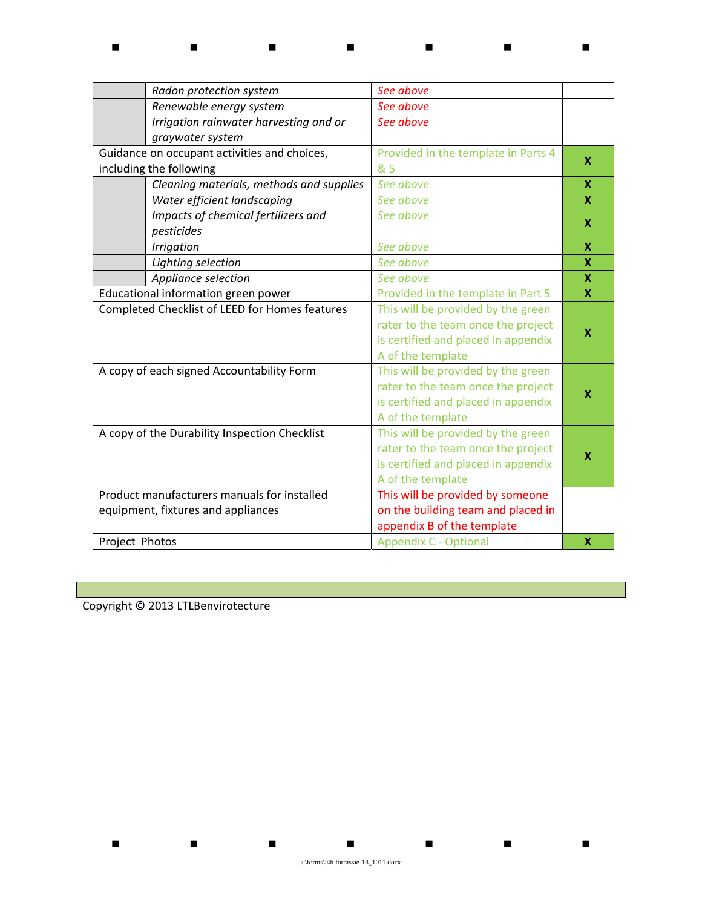| | | | |
|---|---|---|---|
| | *Radon protection system* | *See above* | |
| | *Renewable energy system* | *See above* | |
| | *Irrigation rainwater harvesting and or graywater system* | *See above* | |
| Guidance on occupant activities and choices, including the following | | Provided in the template in Parts 4 & 5 | **X** |
| | *Cleaning materials, methods and supplies* | *See above* | **X** |
| | *Water efficient landscaping* | *See above* | **X** |
| | *Impacts of chemical fertilizers and pesticides* | *See above* | **X** |
| | *Irrigation* | *See above* | **X** |
| | *Lighting selection* | *See above* | **X** |
| | *Appliance selection* | *See above* | **X** |
| Educational information green power | | Provided in the template in Part 5 | **X** |
| Completed Checklist of LEED for Homes features | | This will be provided by the green rater to the team once the project is certified and placed in appendix A of the template | **X** |
| A copy of each signed Accountability Form | | This will be provided by the green rater to the team once the project is certified and placed in appendix A of the template | **X** |
| A copy of the Durability Inspection Checklist | | This will be provided by the green rater to the team once the project is certified and placed in appendix A of the template | **X** |
| Product manufacturers manuals for installed equipment, fixtures and appliances | | This will be provided by someone on the building team and placed in appendix B of the template | |
| Project Photos | | Appendix C - Optional | **X** |

Copyright © 2013 LTLBenvirotecture